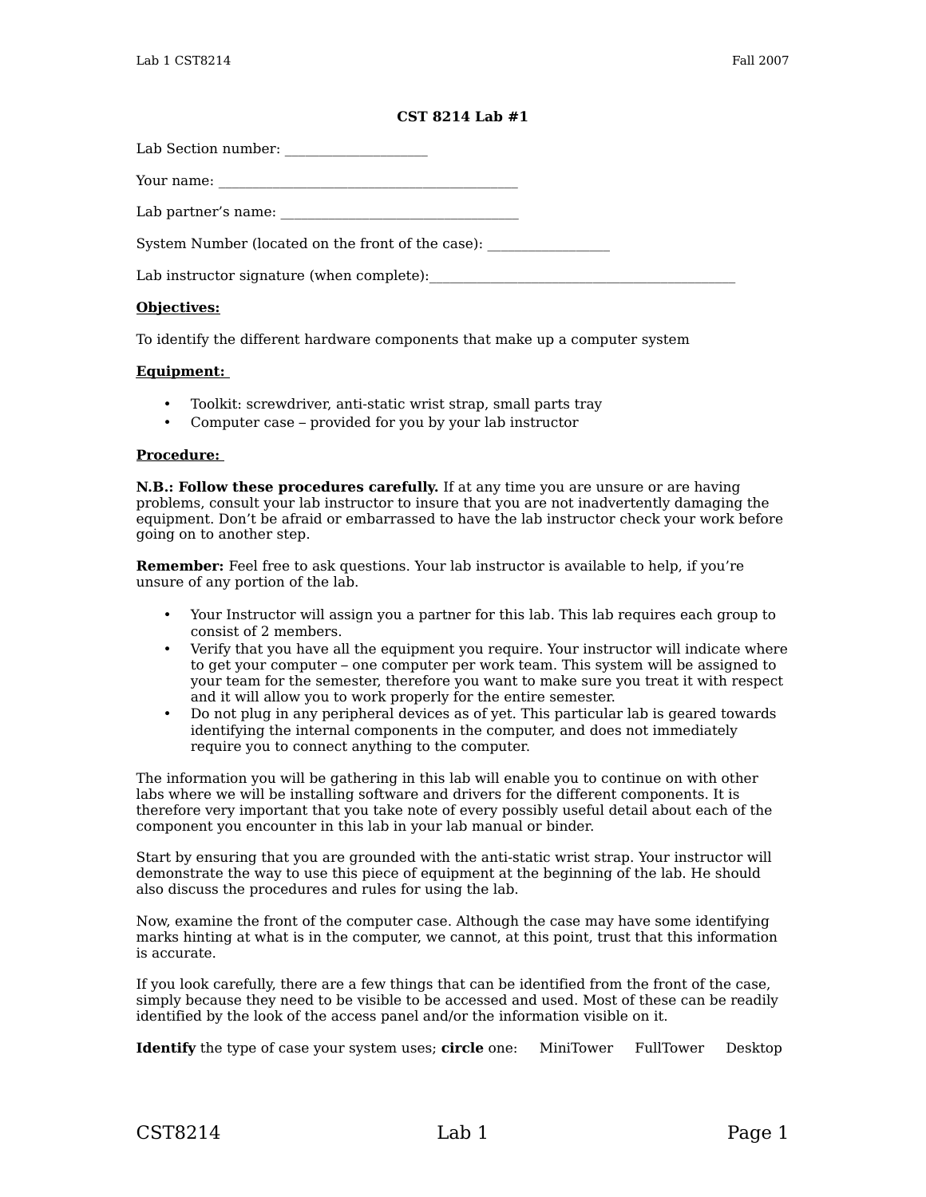# CST 8214 Lab #1

Lab Section number: ____________________

Your name: ___________________________________________

Lab partner's name: __________________________________

System Number (located on the front of the case): _________________

Lab instructor signature (when complete):____________________________________________

**Objectives:**

To identify the different hardware components that make up a computer system

**Equipment:**

- Toolkit: screwdriver, anti-static wrist strap, small parts tray
- Computer case – provided for you by your lab instructor

**Procedure:**

**N.B.: Follow these procedures carefully.** If at any time you are unsure or are having problems, consult your lab instructor to insure that you are not inadvertently damaging the equipment. Don't be afraid or embarrassed to have the lab instructor check your work before going on to another step.

**Remember:** Feel free to ask questions. Your lab instructor is available to help, if you're unsure of any portion of the lab.

- Your Instructor will assign you a partner for this lab. This lab requires each group to consist of 2 members.
- Verify that you have all the equipment you require. Your instructor will indicate where to get your computer – one computer per work team. This system will be assigned to your team for the semester, therefore you want to make sure you treat it with respect and it will allow you to work properly for the entire semester.
- Do not plug in any peripheral devices as of yet. This particular lab is geared towards identifying the internal components in the computer, and does not immediately require you to connect anything to the computer.

The information you will be gathering in this lab will enable you to continue on with other labs where we will be installing software and drivers for the different components. It is therefore very important that you take note of every possibly useful detail about each of the component you encounter in this lab in your lab manual or binder.

Start by ensuring that you are grounded with the anti-static wrist strap. Your instructor will demonstrate the way to use this piece of equipment at the beginning of the lab. He should also discuss the procedures and rules for using the lab.

Now, examine the front of the computer case. Although the case may have some identifying marks hinting at what is in the computer, we cannot, at this point, trust that this information is accurate.

If you look carefully, there are a few things that can be identified from the front of the case, simply because they need to be visible to be accessed and used. Most of these can be readily identified by the look of the access panel and/or the information visible on it.

**Identify** the type of case your system uses; **circle** one: MiniTower FullTower Desktop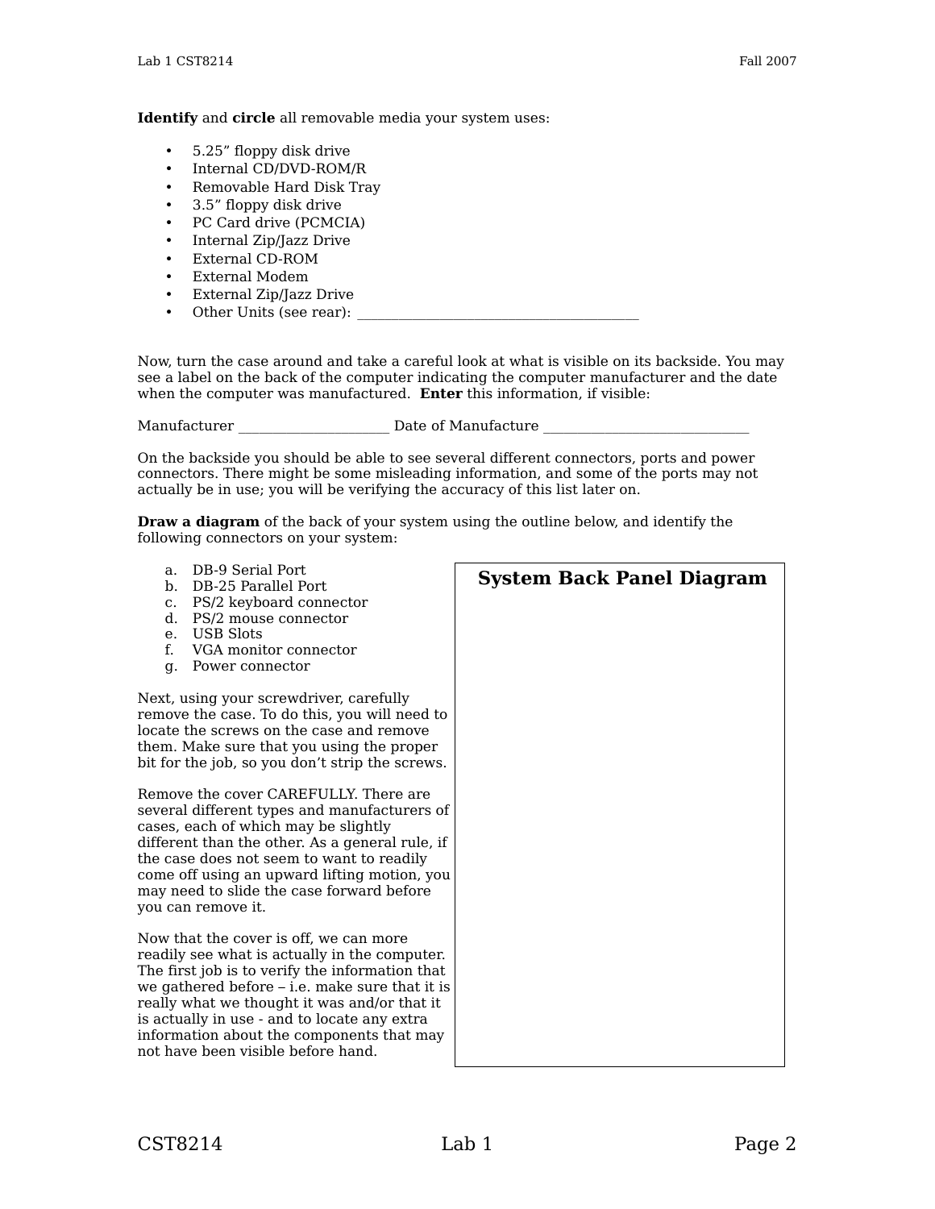**Identify** and **circle** all removable media your system uses:

- 5.25” floppy disk drive
- Internal CD/DVD-ROM/R
- Removable Hard Disk Tray
- 3.5” floppy disk drive
- PC Card drive (PCMCIA)
- Internal Zip/Jazz Drive
- External CD-ROM
- External Modem
- External Zip/Jazz Drive
- Other Units (see rear): ________________________________________

Now, turn the case around and take a careful look at what is visible on its backside. You may see a label on the back of the computer indicating the computer manufacturer and the date when the computer was manufactured. **Enter** this information, if visible:

Manufacturer ______________________ Date of Manufacture ______________________________

On the backside you should be able to see several different connectors, ports and power connectors. There might be some misleading information, and some of the ports may not actually be in use; you will be verifying the accuracy of this list later on.

**Draw a diagram** of the back of your system using the outline below, and identify the following connectors on your system:

a. DB-9 Serial Port
b. DB-25 Parallel Port
c. PS/2 keyboard connector
d. PS/2 mouse connector
e. USB Slots
f. VGA monitor connector
g. Power connector

| **System Back Panel Diagram** |
| --- |
| |

Next, using your screwdriver, carefully remove the case. To do this, you will need to locate the screws on the case and remove them. Make sure that you using the proper bit for the job, so you don’t strip the screws.

Remove the cover CAREFULLY. There are several different types and manufacturers of cases, each of which may be slightly different than the other. As a general rule, if the case does not seem to want to readily come off using an upward lifting motion, you may need to slide the case forward before you can remove it.

Now that the cover is off, we can more readily see what is actually in the computer. The first job is to verify the information that we gathered before – i.e. make sure that it is really what we thought it was and/or that it is actually in use - and to locate any extra information about the components that may not have been visible before hand.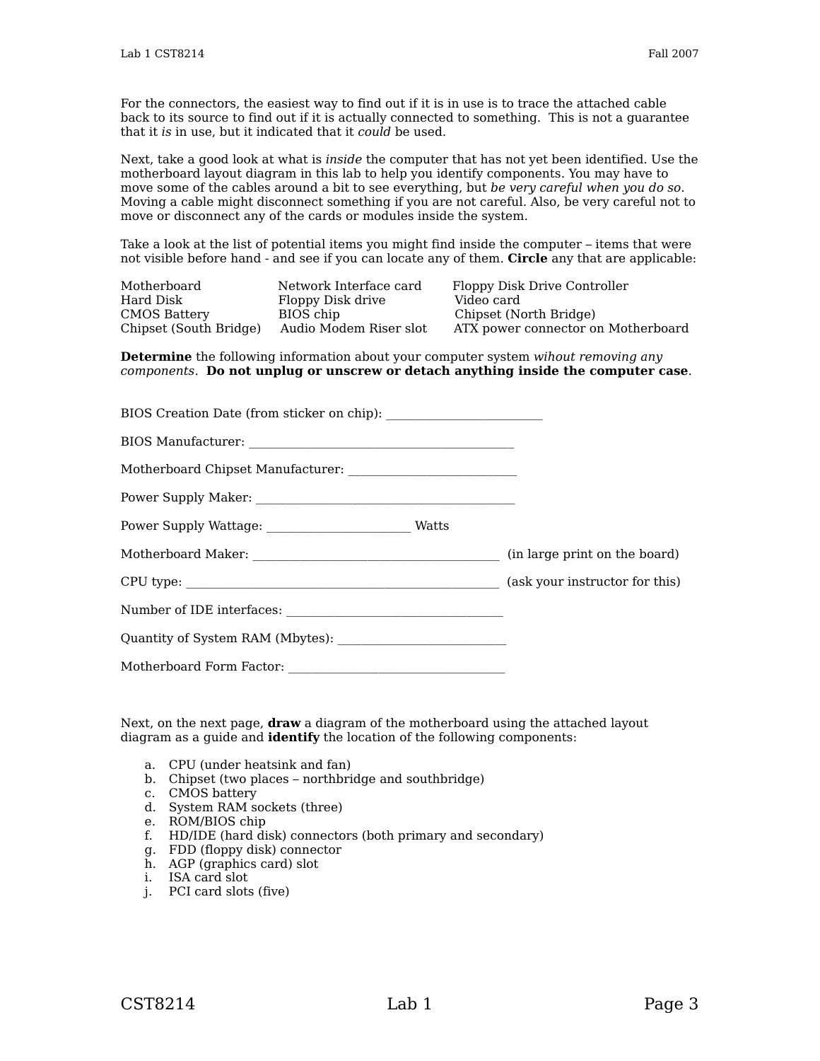For the connectors, the easiest way to find out if it is in use is to trace the attached cable back to its source to find out if it is actually connected to something. This is not a guarantee that it *is* in use, but it indicated that it *could* be used.

Next, take a good look at what is *inside* the computer that has not yet been identified. Use the motherboard layout diagram in this lab to help you identify components. You may have to move some of the cables around a bit to see everything, but *be very careful when you do so*. Moving a cable might disconnect something if you are not careful. Also, be very careful not to move or disconnect any of the cards or modules inside the system.

Take a look at the list of potential items you might find inside the computer – items that were not visible before hand - and see if you can locate any of them. **Circle** any that are applicable:

| | | |
|---|---|---|
| Motherboard | Network Interface card | Floppy Disk Drive Controller |
| Hard Disk | Floppy Disk drive | Video card |
| CMOS Battery | BIOS chip | Chipset (North Bridge) |
| Chipset (South Bridge) | Audio Modem Riser slot | ATX power connector on Motherboard |

**Determine** the following information about your computer system *wihout removing any components*. **Do not unplug or unscrew or detach anything inside the computer case**.

BIOS Creation Date (from sticker on chip): _________________________

BIOS Manufacturer: ___________________________________________

Motherboard Chipset Manufacturer: ___________________________

Power Supply Maker: __________________________________________

Power Supply Wattage: _______________________ Watts

Motherboard Maker: _______________________________________ (in large print on the board)

CPU type: ______________________________________________________ (ask your instructor for this)

Number of IDE interfaces: ___________________________________

Quantity of System RAM (Mbytes): ___________________________

Motherboard Form Factor: ___________________________________

Next, on the next page, **draw** a diagram of the motherboard using the attached layout diagram as a guide and **identify** the location of the following components:

a. CPU (under heatsink and fan)
b. Chipset (two places – northbridge and southbridge)
c. CMOS battery
d. System RAM sockets (three)
e. ROM/BIOS chip
f. HD/IDE (hard disk) connectors (both primary and secondary)
g. FDD (floppy disk) connector
h. AGP (graphics card) slot
i. ISA card slot
j. PCI card slots (five)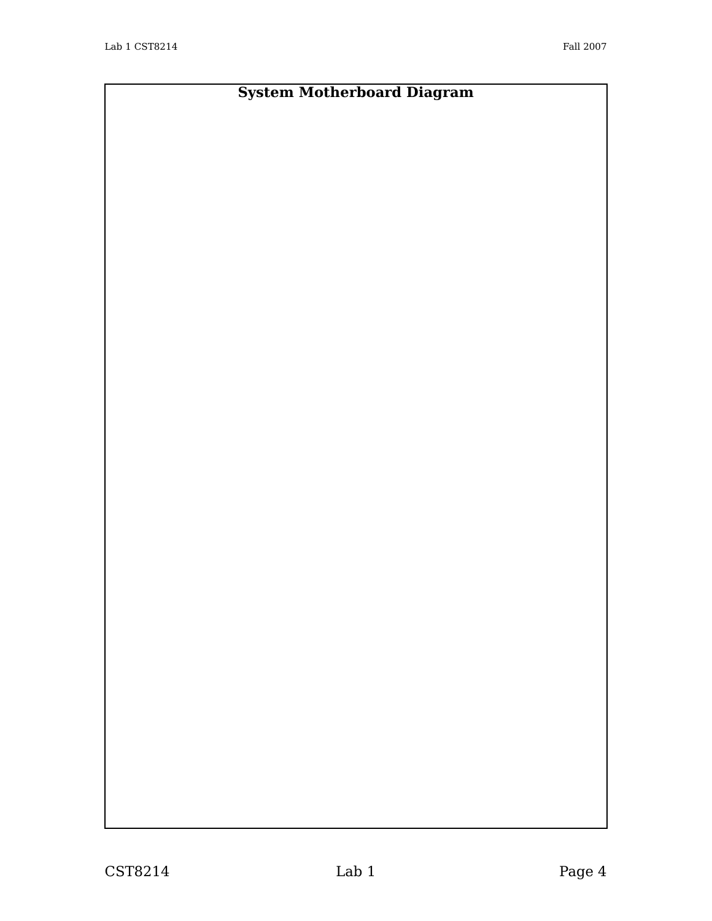**System Motherboard Diagram**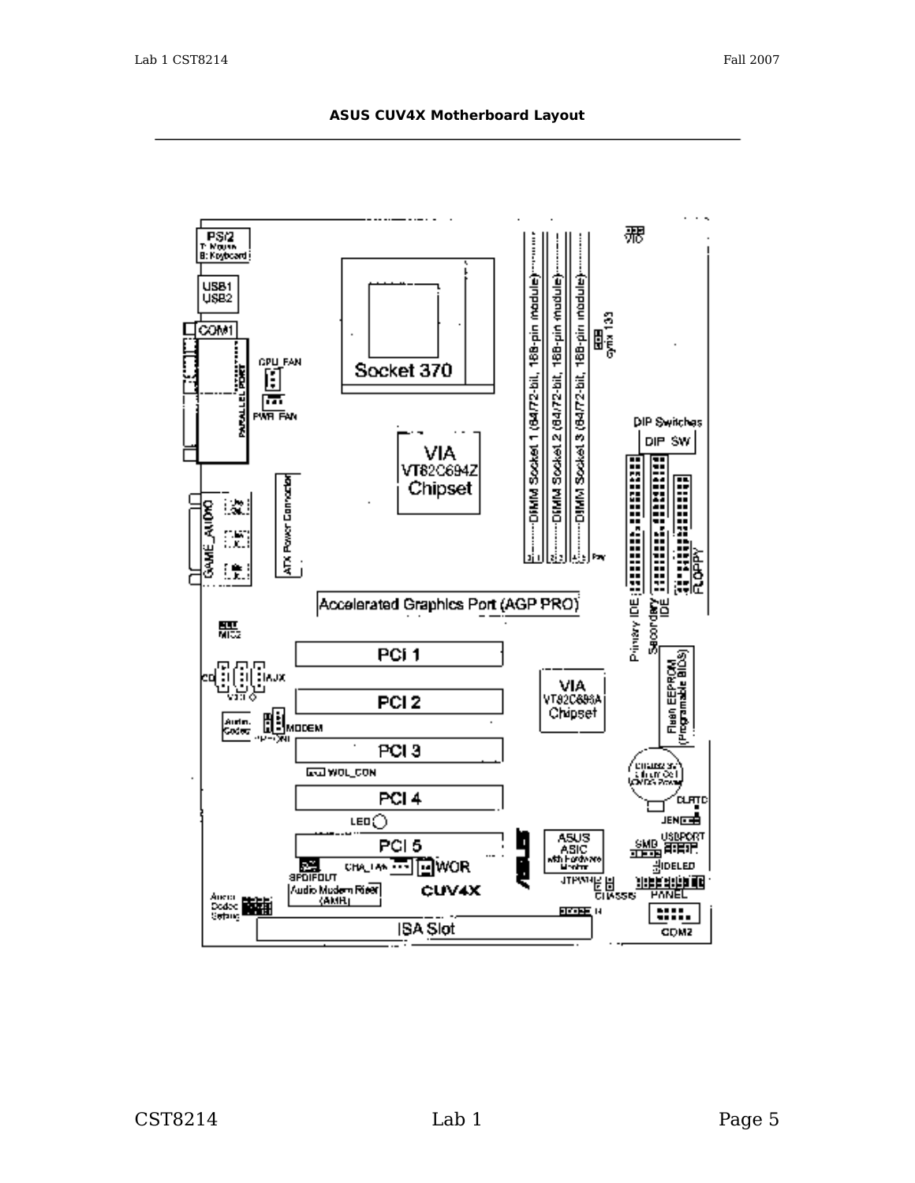**ASUS CUV4X Motherboard Layout**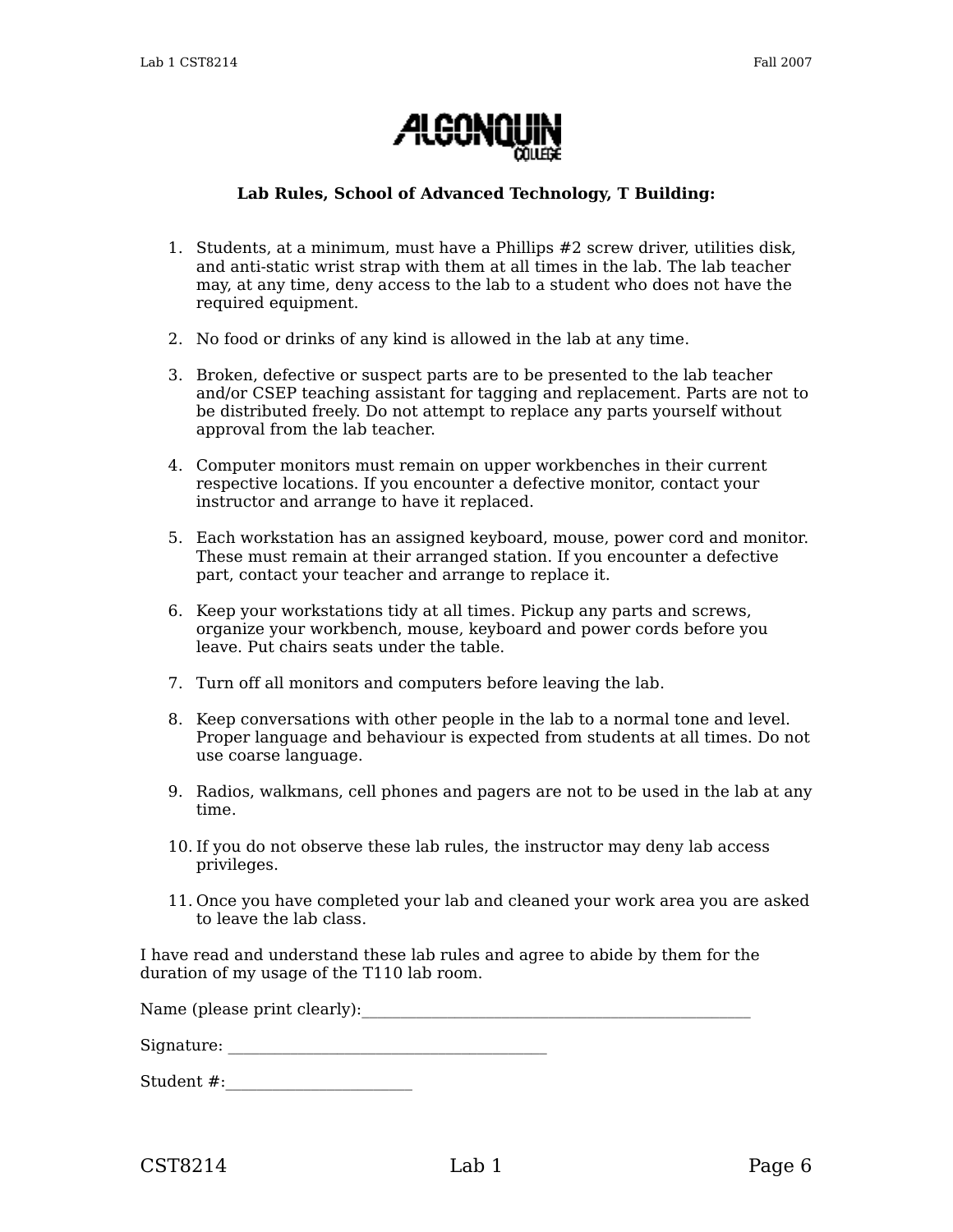**Lab Rules, School of Advanced Technology, T Building:**

1. Students, at a minimum, must have a Phillips #2 screw driver, utilities disk, and anti-static wrist strap with them at all times in the lab. The lab teacher may, at any time, deny access to the lab to a student who does not have the required equipment.

2. No food or drinks of any kind is allowed in the lab at any time.

3. Broken, defective or suspect parts are to be presented to the lab teacher and/or CSEP teaching assistant for tagging and replacement. Parts are not to be distributed freely. Do not attempt to replace any parts yourself without approval from the lab teacher.

4. Computer monitors must remain on upper workbenches in their current respective locations. If you encounter a defective monitor, contact your instructor and arrange to have it replaced.

5. Each workstation has an assigned keyboard, mouse, power cord and monitor. These must remain at their arranged station. If you encounter a defective part, contact your teacher and arrange to replace it.

6. Keep your workstations tidy at all times. Pickup any parts and screws, organize your workbench, mouse, keyboard and power cords before you leave. Put chairs seats under the table.

7. Turn off all monitors and computers before leaving the lab.

8. Keep conversations with other people in the lab to a normal tone and level. Proper language and behaviour is expected from students at all times. Do not use coarse language.

9. Radios, walkmans, cell phones and pagers are not to be used in the lab at any time.

10. If you do not observe these lab rules, the instructor may deny lab access privileges.

11. Once you have completed your lab and cleaned your work area you are asked to leave the lab class.

I have read and understand these lab rules and agree to abide by them for the duration of my usage of the T110 lab room.

Name (please print clearly):_________________________________________________

Signature: ________________________________________

Student #:_______________________